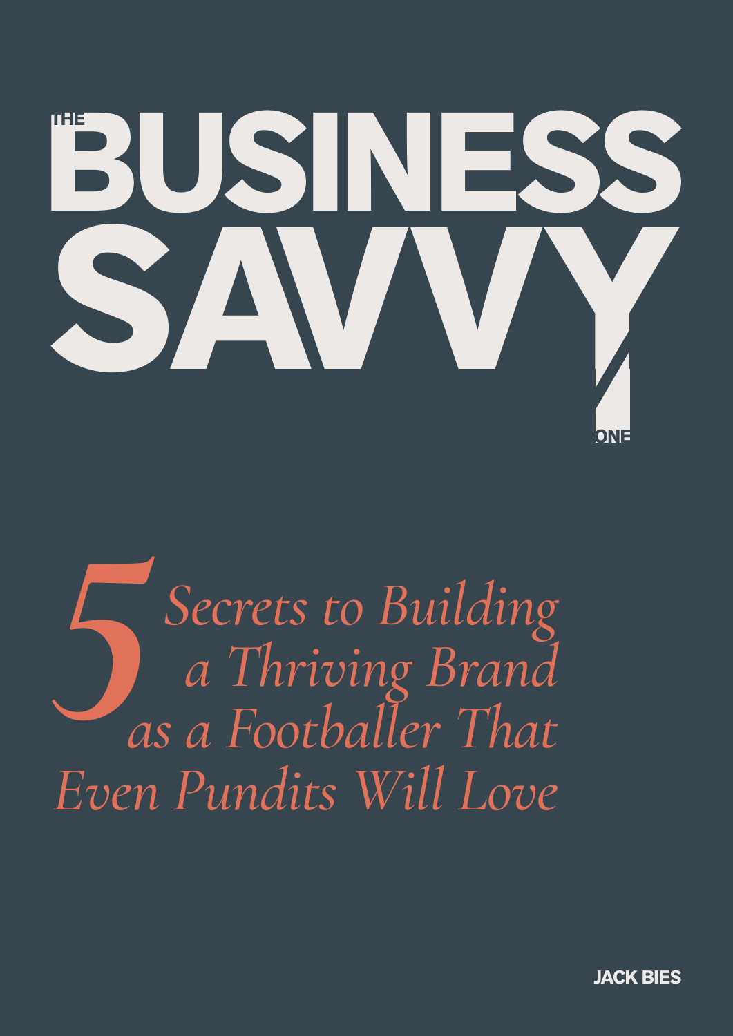# THE BUSINESS SAVVY

ONE

## *5 Secrets to Building a Thriving Brand as a Footballer That Even Pundits Will Love*

JACK BIES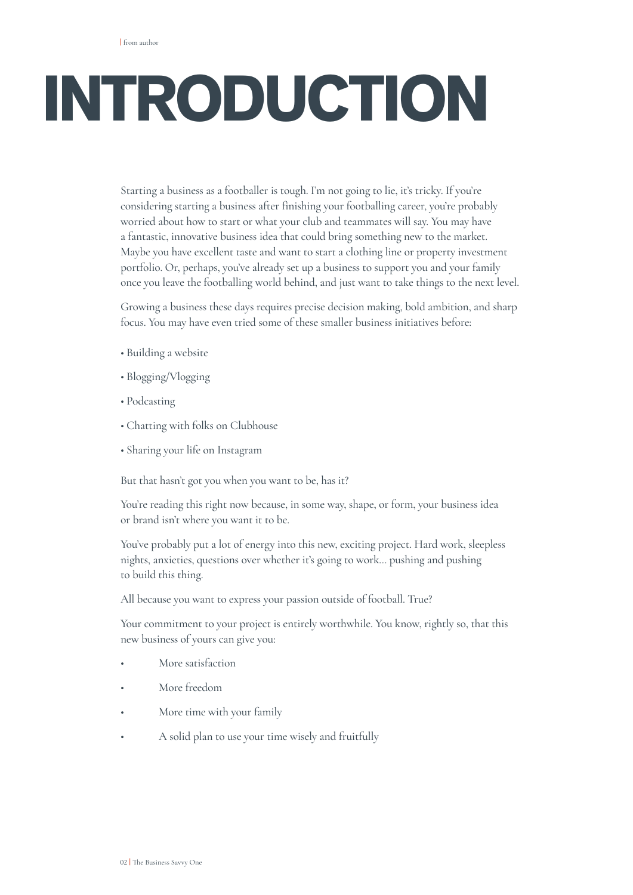from author

# INTRODUCTION

Starting a business as a footballer is tough. I'm not going to lie, it's tricky. If you're considering starting a business after finishing your footballing career, you're probably worried about how to start or what your club and teammates will say. You may have a fantastic, innovative business idea that could bring something new to the market. Maybe you have excellent taste and want to start a clothing line or property investment portfolio. Or, perhaps, you've already set up a business to support you and your family once you leave the footballing world behind, and just want to take things to the next level.

Growing a business these days requires precise decision making, bold ambition, and sharp focus. You may have even tried some of these smaller business initiatives before:

- Building a website
- Blogging/Vlogging
- Podcasting
- Chatting with folks on Clubhouse
- Sharing your life on Instagram

But that hasn't got you when you want to be, has it?

You're reading this right now because, in some way, shape, or form, your business idea or brand isn't where you want it to be.

You've probably put a lot of energy into this new, exciting project. Hard work, sleepless nights, anxieties, questions over whether it's going to work... pushing and pushing to build this thing.

All because you want to express your passion outside of football. True?

Your commitment to your project is entirely worthwhile. You know, rightly so, that this new business of yours can give you:

- More satisfaction
- More freedom
- More time with your family
- A solid plan to use your time wisely and fruitfully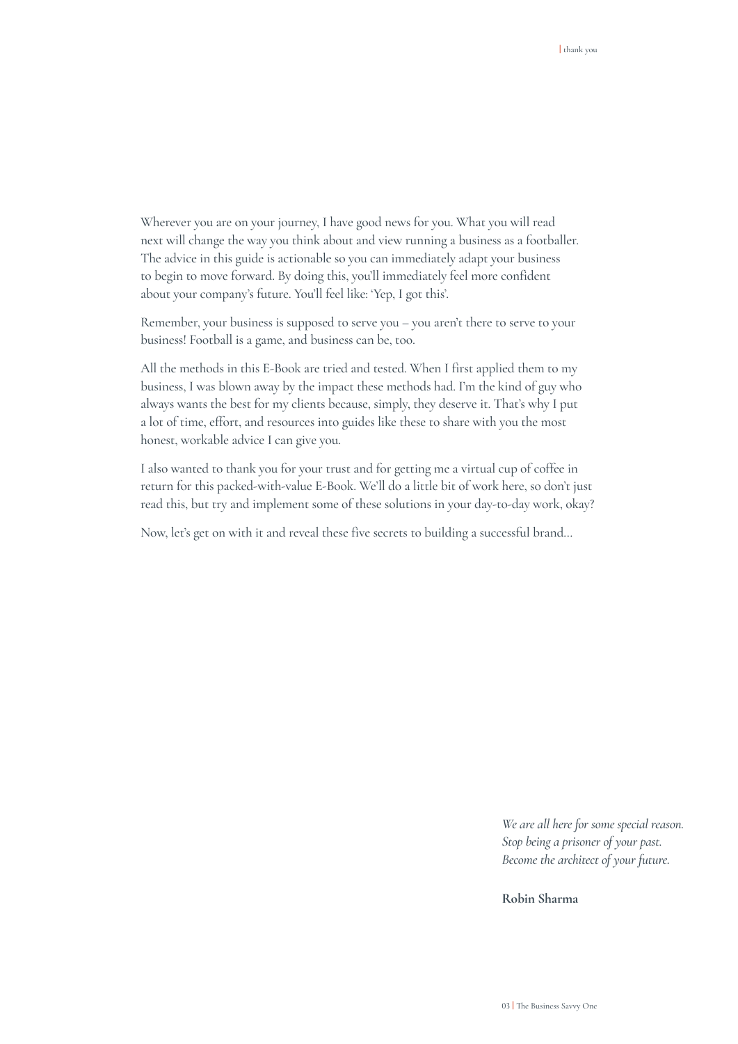Wherever you are on your journey, I have good news for you. What you will read next will change the way you think about and view running a business as a footballer. The advice in this guide is actionable so you can immediately adapt your business to begin to move forward. By doing this, you'll immediately feel more confident about your company's future. You'll feel like: 'Yep, I got this'.

Remember, your business is supposed to serve you – you aren't there to serve to your business! Football is a game, and business can be, too.

All the methods in this E-Book are tried and tested. When I first applied them to my business, I was blown away by the impact these methods had. I'm the kind of guy who always wants the best for my clients because, simply, they deserve it. That's why I put a lot of time, effort, and resources into guides like these to share with you the most honest, workable advice I can give you.

I also wanted to thank you for your trust and for getting me a virtual cup of coffee in return for this packed-with-value E-Book. We'll do a little bit of work here, so don't just read this, but try and implement some of these solutions in your day-to-day work, okay?

Now, let's get on with it and reveal these five secrets to building a successful brand...

*We are all here for some special reason.*
*Stop being a prisoner of your past.*
*Become the architect of your future.*

**Robin Sharma**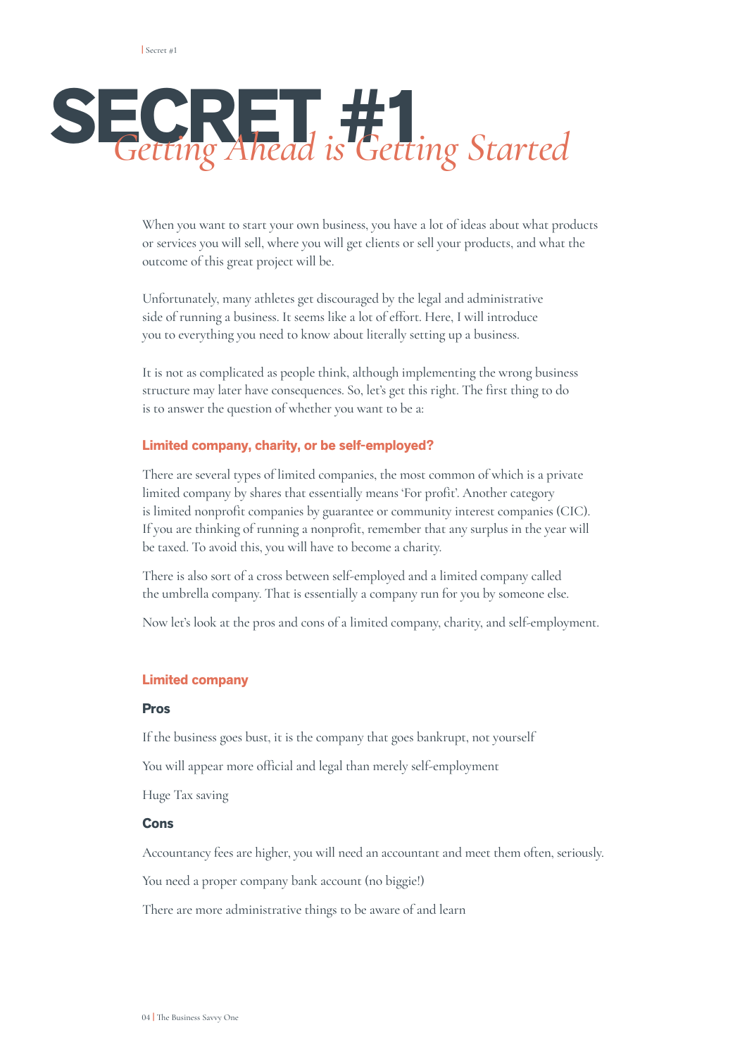# SECRET #1 *Getting Ahead is Getting Started*

When you want to start your own business, you have a lot of ideas about what products or services you will sell, where you will get clients or sell your products, and what the outcome of this great project will be.

Unfortunately, many athletes get discouraged by the legal and administrative side of running a business. It seems like a lot of effort. Here, I will introduce you to everything you need to know about literally setting up a business.

It is not as complicated as people think, although implementing the wrong business structure may later have consequences. So, let's get this right. The first thing to do is to answer the question of whether you want to be a:

### Limited company, charity, or be self-employed?

There are several types of limited companies, the most common of which is a private limited company by shares that essentially means 'For profit'. Another category is limited nonprofit companies by guarantee or community interest companies (CIC). If you are thinking of running a nonprofit, remember that any surplus in the year will be taxed. To avoid this, you will have to become a charity.

There is also sort of a cross between self-employed and a limited company called the umbrella company. That is essentially a company run for you by someone else.

Now let's look at the pros and cons of a limited company, charity, and self-employment.

### Limited company

#### Pros

If the business goes bust, it is the company that goes bankrupt, not yourself

You will appear more official and legal than merely self-employment

Huge Tax saving

#### Cons

Accountancy fees are higher, you will need an accountant and meet them often, seriously.

You need a proper company bank account (no biggie!)

There are more administrative things to be aware of and learn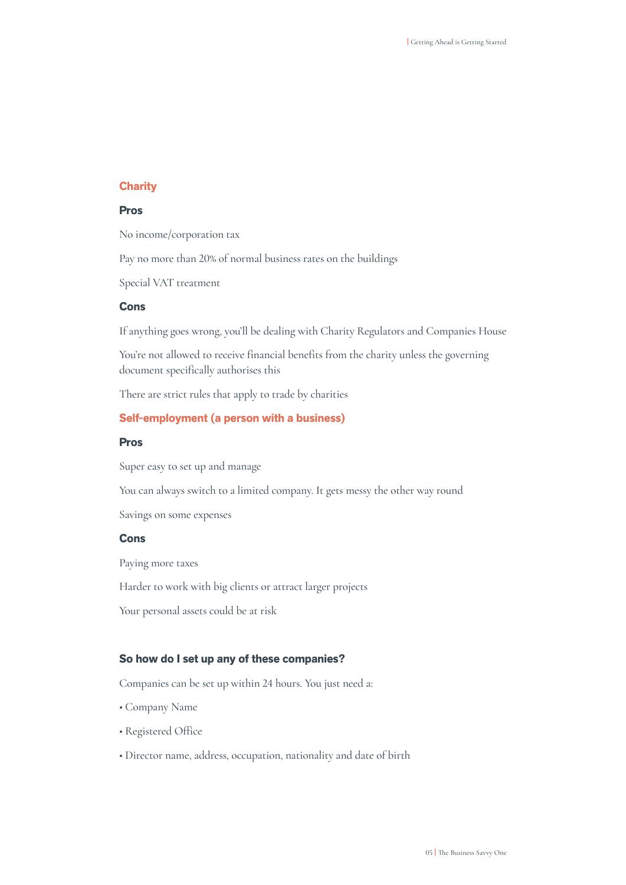## Charity

### Pros

No income/corporation tax

Pay no more than 20% of normal business rates on the buildings

Special VAT treatment

### Cons

If anything goes wrong, you'll be dealing with Charity Regulators and Companies House

You're not allowed to receive financial benefits from the charity unless the governing document specifically authorises this

There are strict rules that apply to trade by charities

## Self-employment (a person with a business)

### Pros

Super easy to set up and manage

You can always switch to a limited company. It gets messy the other way round

Savings on some expenses

### Cons

Paying more taxes

Harder to work with big clients or attract larger projects

Your personal assets could be at risk

### So how do I set up any of these companies?

Companies can be set up within 24 hours. You just need a:

- Company Name
- Registered Office
- Director name, address, occupation, nationality and date of birth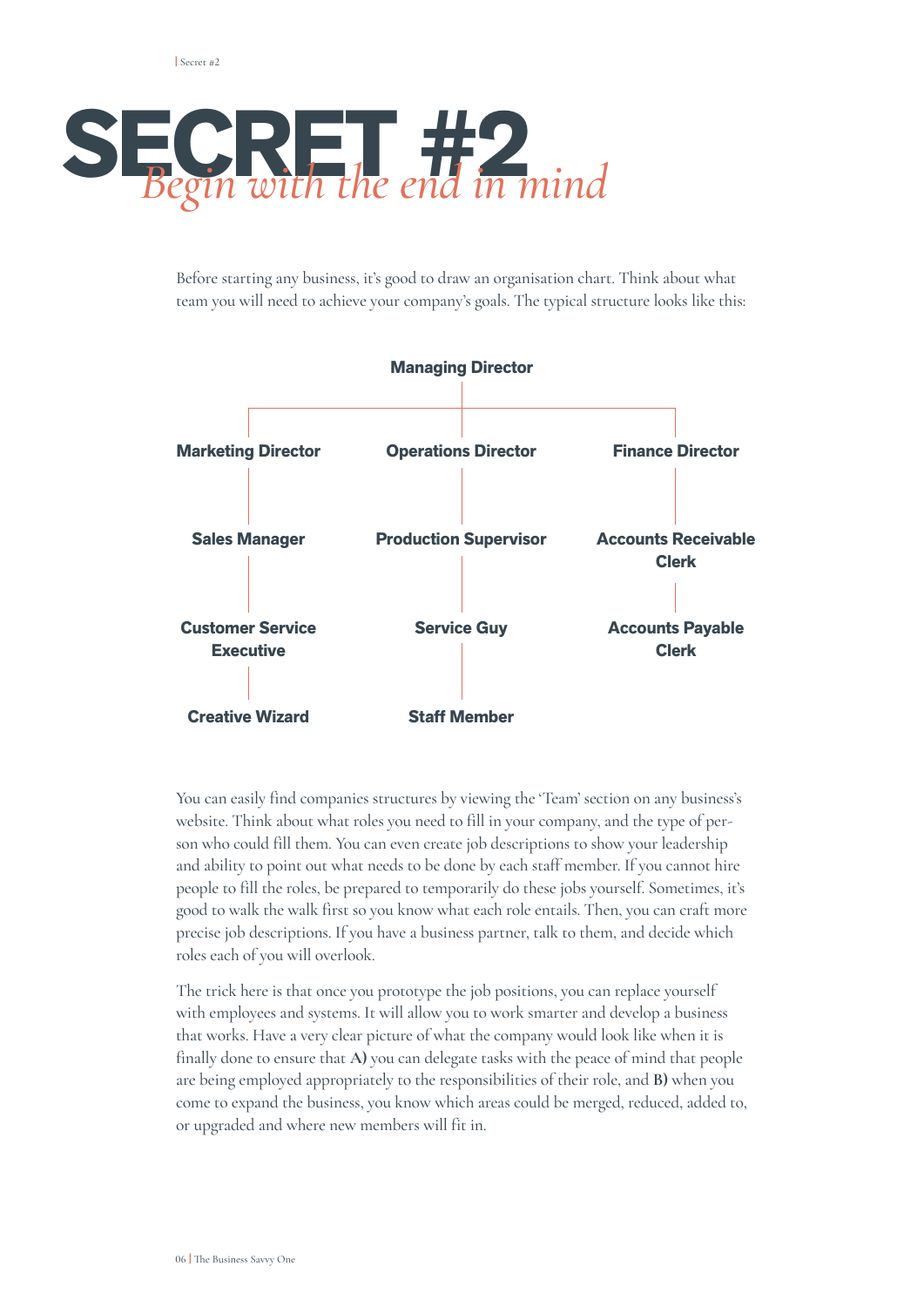# SECRET #2

## *Begin with the end in mind*

Before starting any business, it's good to draw an organisation chart. Think about what team you will need to achieve your company's goals. The typical structure looks like this:

**Managing Director**

| Marketing Director | Operations Director | Finance Director |
| --- | --- | --- |
| Sales Manager | Production Supervisor | Accounts Receivable Clerk |
| Customer Service Executive | Service Guy | Accounts Payable Clerk |
| Creative Wizard | Staff Member | |

You can easily find companies structures by viewing the 'Team' section on any business's website. Think about what roles you need to fill in your company, and the type of person who could fill them. You can even create job descriptions to show your leadership and ability to point out what needs to be done by each staff member. If you cannot hire people to fill the roles, be prepared to temporarily do these jobs yourself. Sometimes, it's good to walk the walk first so you know what each role entails. Then, you can craft more precise job descriptions. If you have a business partner, talk to them, and decide which roles each of you will overlook.

The trick here is that once you prototype the job positions, you can replace yourself with employees and systems. It will allow you to work smarter and develop a business that works. Have a very clear picture of what the company would look like when it is finally done to ensure that **A)** you can delegate tasks with the peace of mind that people are being employed appropriately to the responsibilities of their role, and **B)** when you come to expand the business, you know which areas could be merged, reduced, added to, or upgraded and where new members will fit in.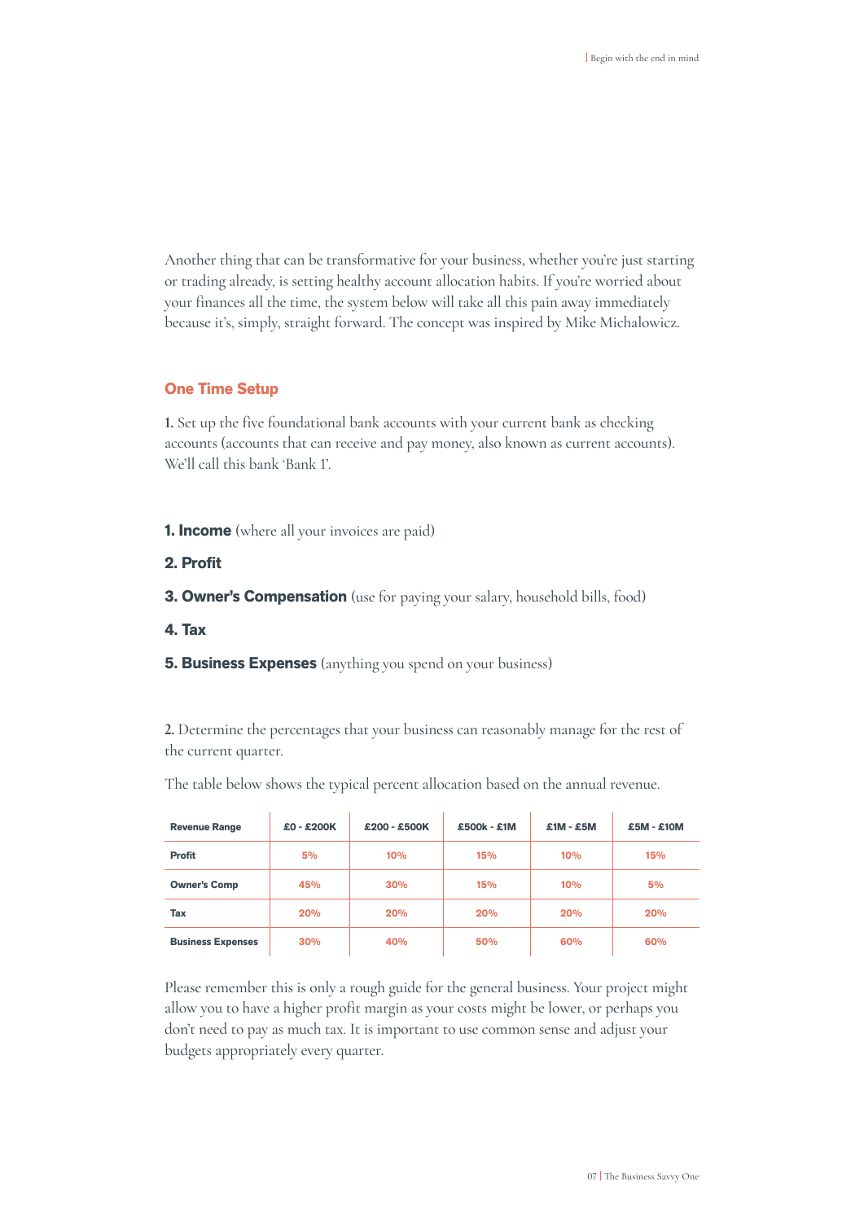Another thing that can be transformative for your business, whether you're just starting or trading already, is setting healthy account allocation habits. If you're worried about your finances all the time, the system below will take all this pain away immediately because it's, simply, straight forward. The concept was inspired by Mike Michalowicz.

## One Time Setup

**1.** Set up the five foundational bank accounts with your current bank as checking accounts (accounts that can receive and pay money, also known as current accounts). We'll call this bank 'Bank 1'.

**1. Income** (where all your invoices are paid)

**2. Profit**

**3. Owner's Compensation** (use for paying your salary, household bills, food)

**4. Tax**

**5. Business Expenses** (anything you spend on your business)

**2.** Determine the percentages that your business can reasonably manage for the rest of the current quarter.

The table below shows the typical percent allocation based on the annual revenue.

| Revenue Range | £0 - £200K | £200 - £500K | £500k - £1M | £1M - £5M | £5M - £10M |
|---|---|---|---|---|---|
| Profit | 5% | 10% | 15% | 10% | 15% |
| Owner's Comp | 45% | 30% | 15% | 10% | 5% |
| Tax | 20% | 20% | 20% | 20% | 20% |
| Business Expenses | 30% | 40% | 50% | 60% | 60% |

Please remember this is only a rough guide for the general business. Your project might allow you to have a higher profit margin as your costs might be lower, or perhaps you don't need to pay as much tax. It is important to use common sense and adjust your budgets appropriately every quarter.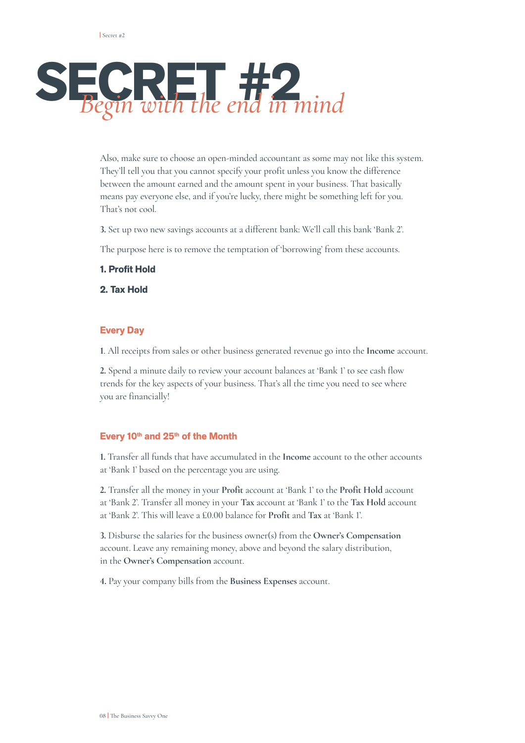# SECRET #2

*Begin with the end in mind*

Also, make sure to choose an open-minded accountant as some may not like this system. They'll tell you that you cannot specify your profit unless you know the difference between the amount earned and the amount spent in your business. That basically means pay everyone else, and if you're lucky, there might be something left for you. That's not cool.

**3.** Set up two new savings accounts at a different bank: We'll call this bank 'Bank 2'.

The purpose here is to remove the temptation of 'borrowing' from these accounts.

**1. Profit Hold**

**2. Tax Hold**

### Every Day

**1**. All receipts from sales or other business generated revenue go into the **Income** account.

**2.** Spend a minute daily to review your account balances at 'Bank 1' to see cash flow trends for the key aspects of your business. That's all the time you need to see where you are financially!

### Every 10th and 25th of the Month

**1.** Transfer all funds that have accumulated in the **Income** account to the other accounts at 'Bank 1' based on the percentage you are using.

**2.** Transfer all the money in your **Profit** account at 'Bank 1' to the **Profit Hold** account at 'Bank 2'. Transfer all money in your **Tax** account at 'Bank 1' to the **Tax Hold** account at 'Bank 2'. This will leave a £0.00 balance for **Profit** and **Tax** at 'Bank 1'.

**3.** Disburse the salaries for the business owner(s) from the **Owner's Compensation** account. Leave any remaining money, above and beyond the salary distribution, in the **Owner's Compensation** account.

**4.** Pay your company bills from the **Business Expenses** account.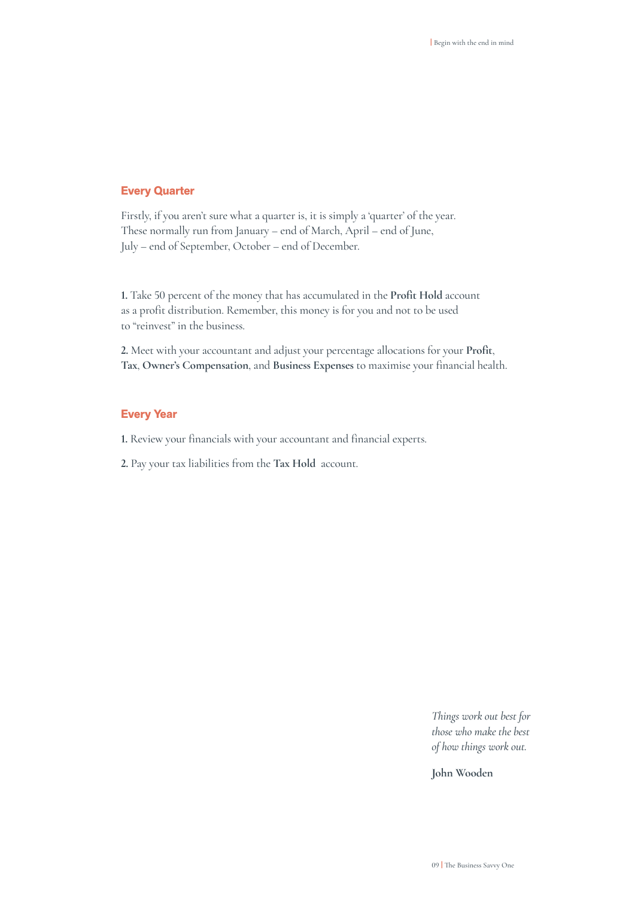## Every Quarter

Firstly, if you aren't sure what a quarter is, it is simply a 'quarter' of the year. These normally run from January – end of March, April – end of June, July – end of September, October – end of December.

**1.** Take 50 percent of the money that has accumulated in the **Profit Hold** account as a profit distribution. Remember, this money is for you and not to be used to "reinvest" in the business.

**2.** Meet with your accountant and adjust your percentage allocations for your **Profit**, **Tax**, **Owner's Compensation**, and **Business Expenses** to maximise your financial health.

## Every Year

**1.** Review your financials with your accountant and financial experts.

**2.** Pay your tax liabilities from the **Tax Hold** account.

*Things work out best for those who make the best of how things work out.*

**John Wooden**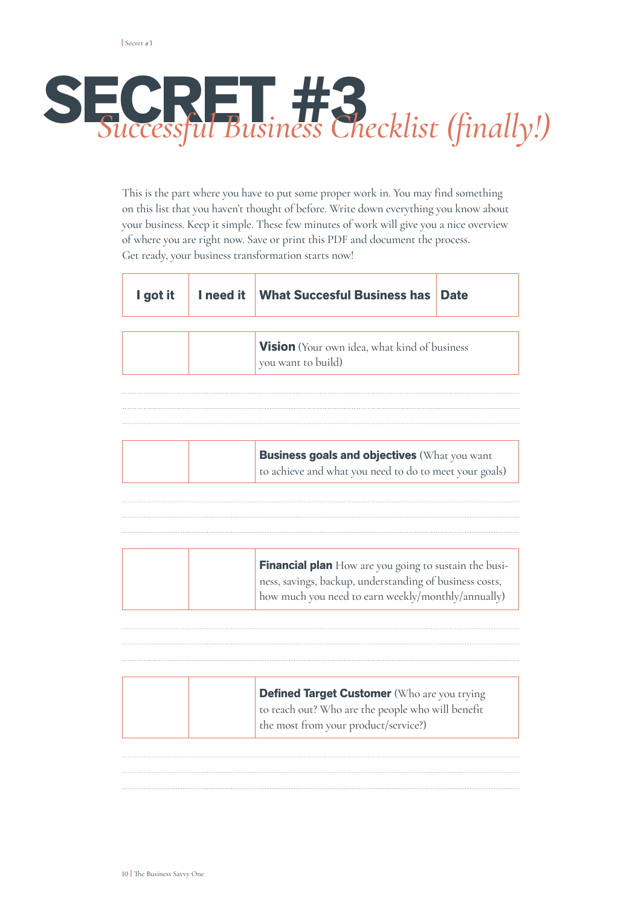# SECRET #3

## *Successful Business Checklist (finally!)*

This is the part where you have to put some proper work in. You may find something on this list that you haven't thought of before. Write down everything you know about your business. Keep it simple. These few minutes of work will give you a nice overview of where you are right now. Save or print this PDF and document the process.
Get ready, your business transformation starts now!

| I got it | I need it | What Succesful Business has | Date |
|---|---|---|---|
| | | **Vision** (Your own idea, what kind of business you want to build) | |
| | | **Business goals and objectives** (What you want to achieve and what you need to do to meet your goals) | |
| | | **Financial plan** How are you going to sustain the business, savings, backup, understanding of business costs, how much you need to earn weekly/monthly/annually) | |
| | | **Defined Target Customer** (Who are you trying to reach out? Who are the people who will benefit the most from your product/service?) | |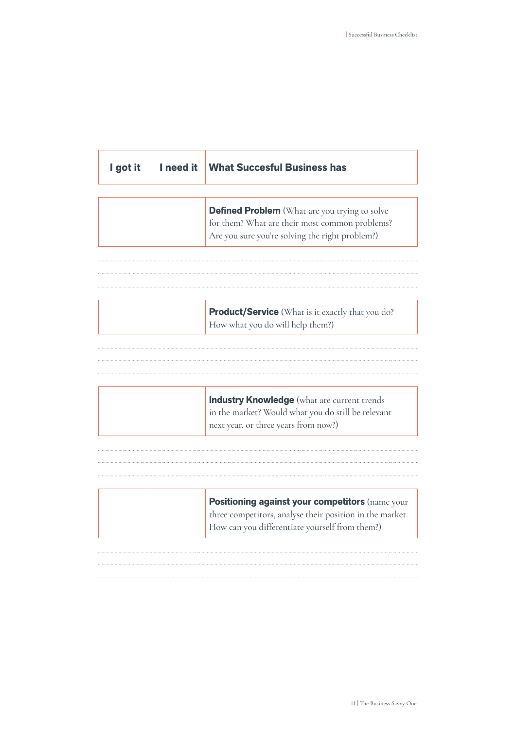| I got it | I need it | What Succesful Business has |
|---|---|---|
| | | **Defined Problem** (What are you trying to solve for them? What are their most common problems? Are you sure you're solving the right problem?) |
| | | **Product/Service** (What is it exactly that you do? How what you do will help them?) |
| | | **Industry Knowledge** (what are current trends in the market? Would what you do still be relevant next year, or three years from now?) |
| | | **Positioning against your competitors** (name your three competitors, analyse their position in the market. How can you differentiate yourself from them?) |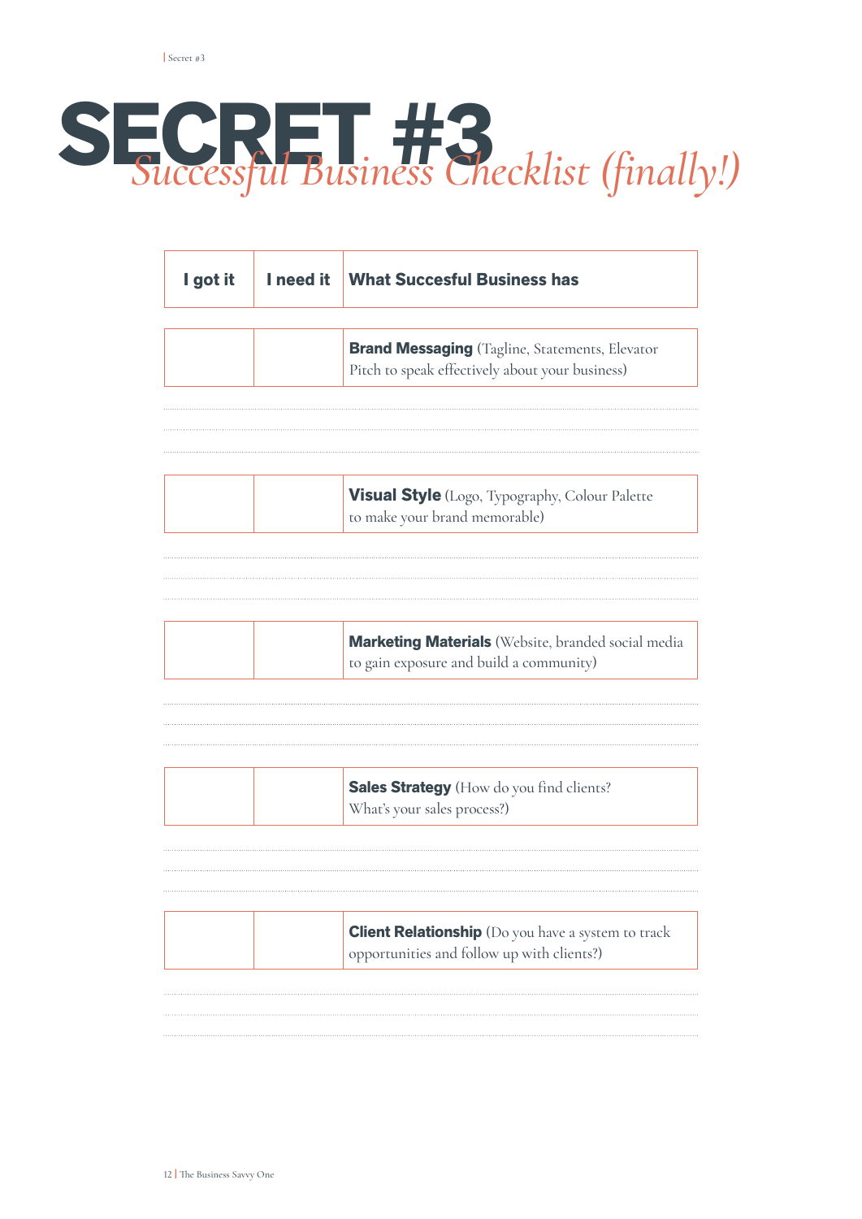# SECRET #3

*Successful Business Checklist (finally!)*

| I got it | I need it | What Succesful Business has |
|---|---|---|
| | | **Brand Messaging** (Tagline, Statements, Elevator Pitch to speak effectively about your business) |
| | | **Visual Style** (Logo, Typography, Colour Palette to make your brand memorable) |
| | | **Marketing Materials** (Website, branded social media to gain exposure and build a community) |
| | | **Sales Strategy** (How do you find clients? What's your sales process?) |
| | | **Client Relationship** (Do you have a system to track opportunities and follow up with clients?) |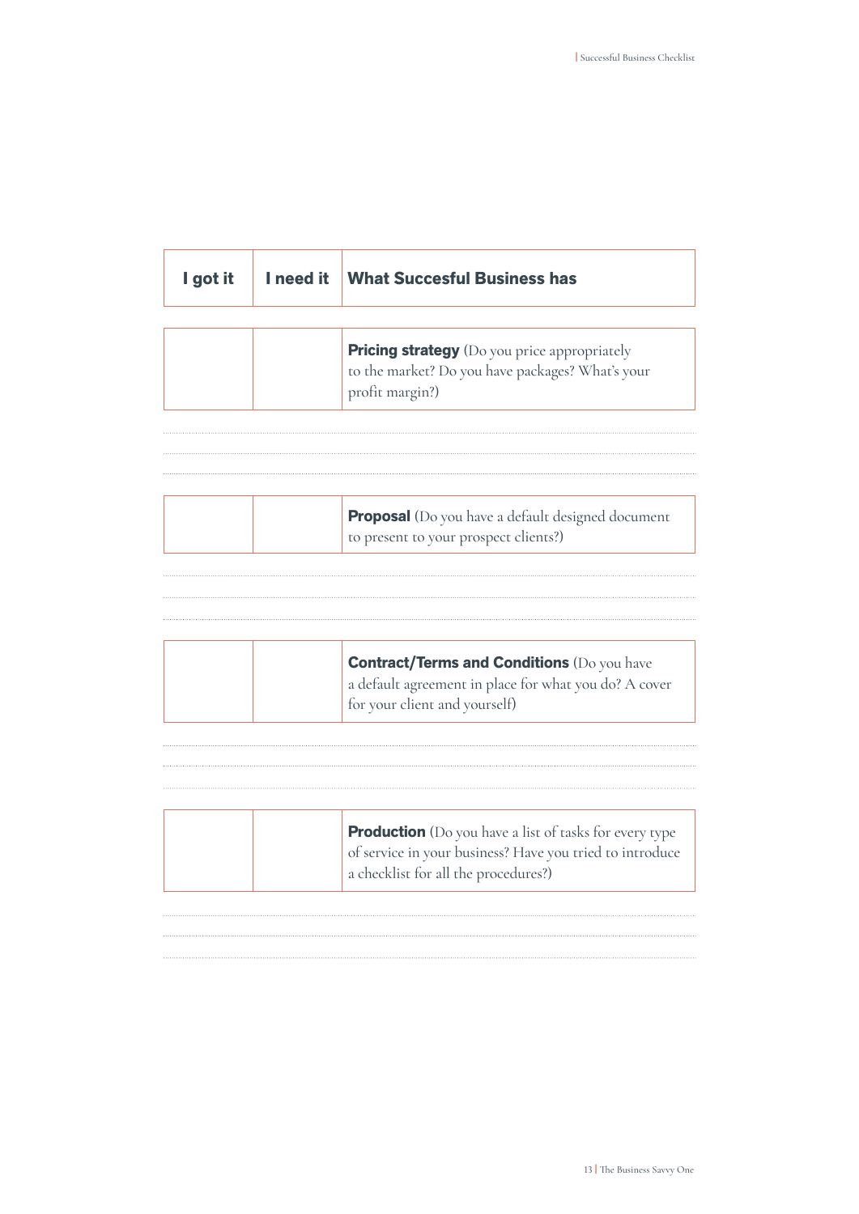| I got it | I need it | What Succesful Business has |
|---|---|---|
| | | **Pricing strategy** (Do you price appropriately to the market? Do you have packages? What's your profit margin?) |
| | | **Proposal** (Do you have a default designed document to present to your prospect clients?) |
| | | **Contract/Terms and Conditions** (Do you have a default agreement in place for what you do? A cover for your client and yourself) |
| | | **Production** (Do you have a list of tasks for every type of service in your business? Have you tried to introduce a checklist for all the procedures?) |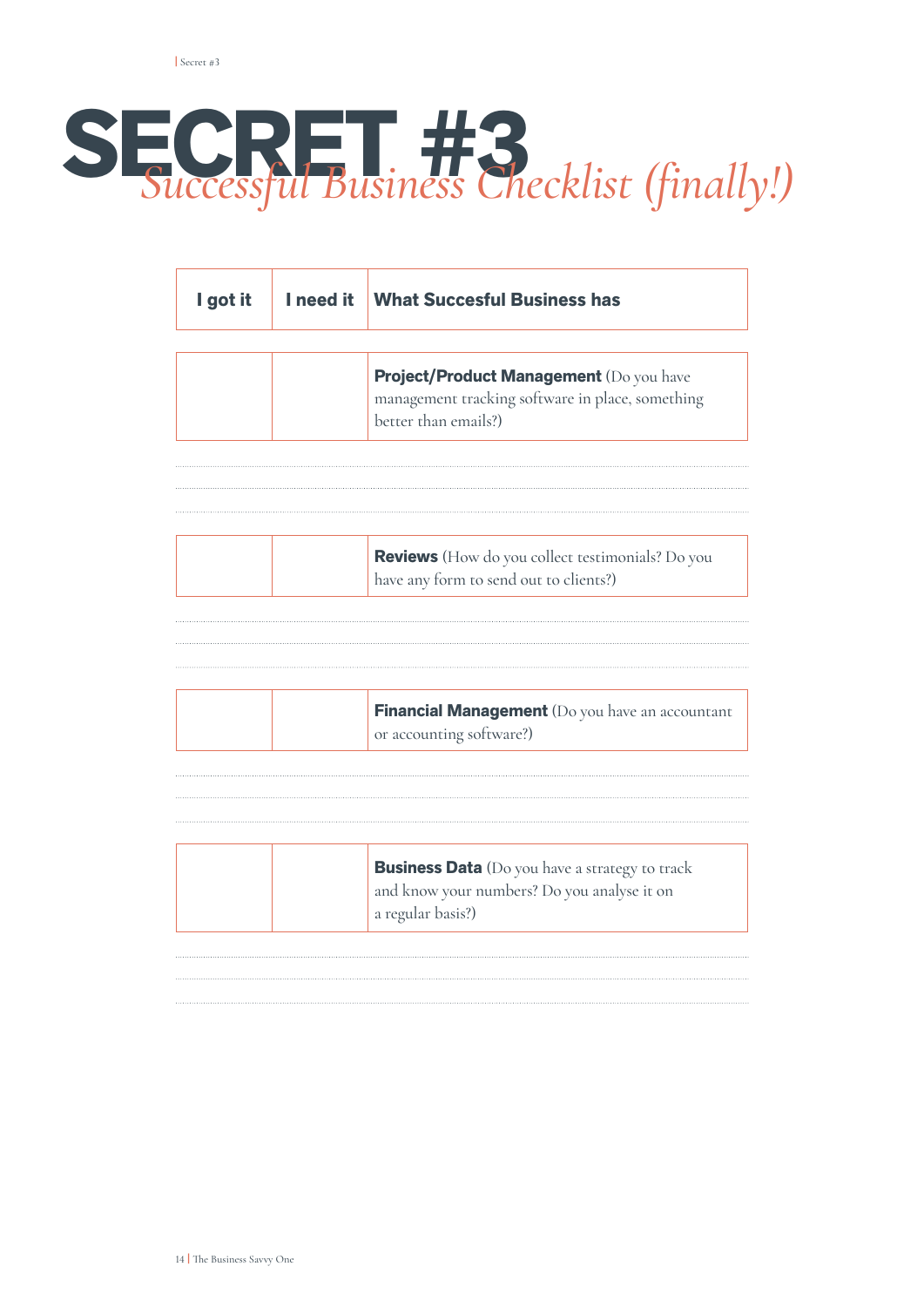# SECRET #3

*Successful Business Checklist (finally!)*

| I got it | I need it | What Succesful Business has |
|---|---|---|
| | | **Project/Product Management** (Do you have management tracking software in place, something better than emails?) |
| | | **Reviews** (How do you collect testimonials? Do you have any form to send out to clients?) |
| | | **Financial Management** (Do you have an accountant or accounting software?) |
| | | **Business Data** (Do you have a strategy to track and know your numbers? Do you analyse it on a regular basis?) |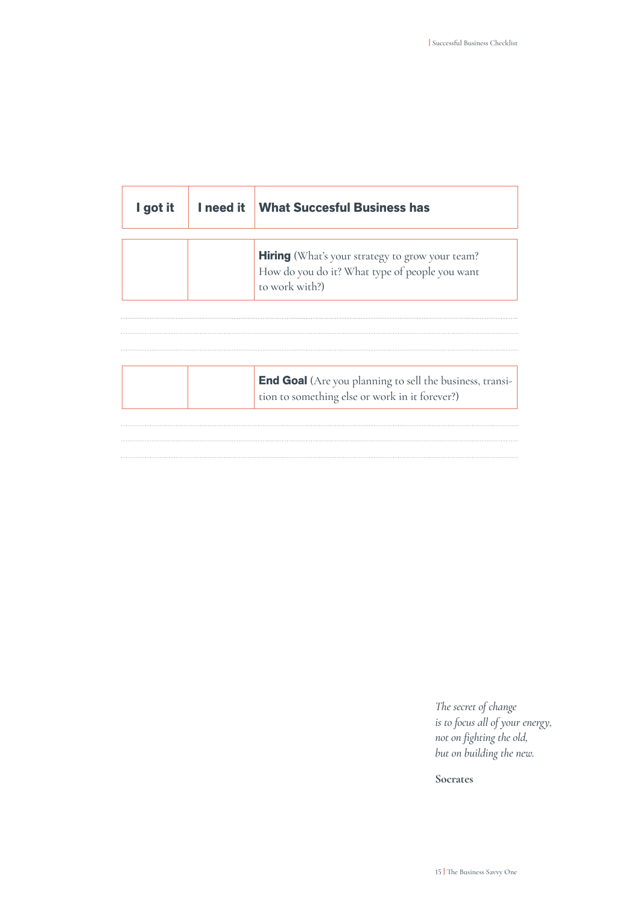| I got it | I need it | What Succesful Business has |
|---|---|---|
| | | **Hiring** (What's your strategy to grow your team? How do you do it? What type of people you want to work with?) |

| I got it | I need it | What Succesful Business has |
|---|---|---|
| | | **End Goal** (Are you planning to sell the business, transition to something else or work in it forever?) |

*The secret of change is to focus all of your energy, not on fighting the old, but on building the new.*

**Socrates**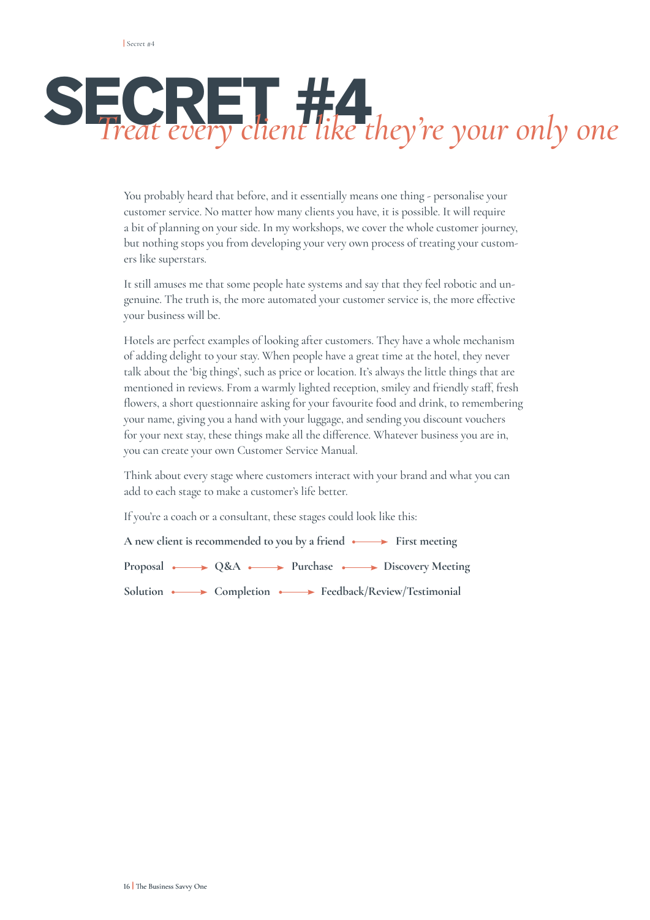# SECRET #4

*Treat every client like they're your only one*

You probably heard that before, and it essentially means one thing - personalise your customer service. No matter how many clients you have, it is possible. It will require a bit of planning on your side. In my workshops, we cover the whole customer journey, but nothing stops you from developing your very own process of treating your customers like superstars.

It still amuses me that some people hate systems and say that they feel robotic and ungenuine. The truth is, the more automated your customer service is, the more effective your business will be.

Hotels are perfect examples of looking after customers. They have a whole mechanism of adding delight to your stay. When people have a great time at the hotel, they never talk about the 'big things', such as price or location. It's always the little things that are mentioned in reviews. From a warmly lighted reception, smiley and friendly staff, fresh flowers, a short questionnaire asking for your favourite food and drink, to remembering your name, giving you a hand with your luggage, and sending you discount vouchers for your next stay, these things make all the difference. Whatever business you are in, you can create your own Customer Service Manual.

Think about every stage where customers interact with your brand and what you can add to each stage to make a customer's life better.

If you're a coach or a consultant, these stages could look like this:

**A new client is recommended to you by a friend → First meeting**

**Proposal → Q&A → Purchase → Discovery Meeting**

**Solution → Completion → Feedback/Review/Testimonial**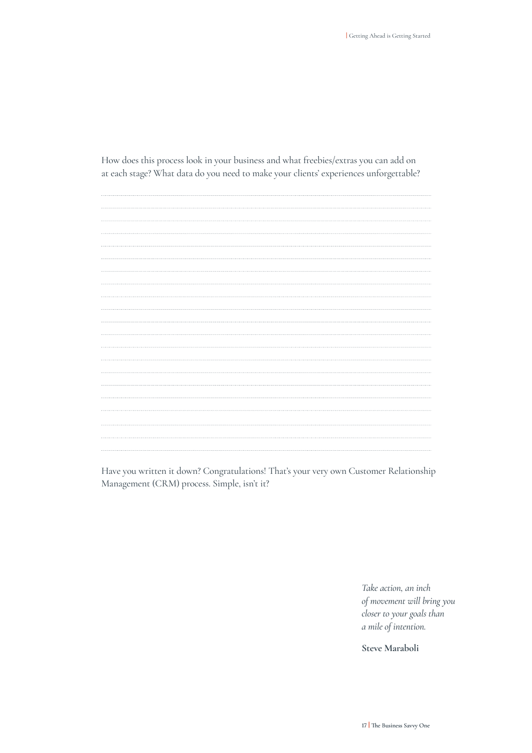How does this process look in your business and what freebies/extras you can add on at each stage? What data do you need to make your clients' experiences unforgettable?

Have you written it down? Congratulations! That's your very own Customer Relationship Management (CRM) process. Simple, isn't it?

*Take action, an inch of movement will bring you closer to your goals than a mile of intention.*

**Steve Maraboli**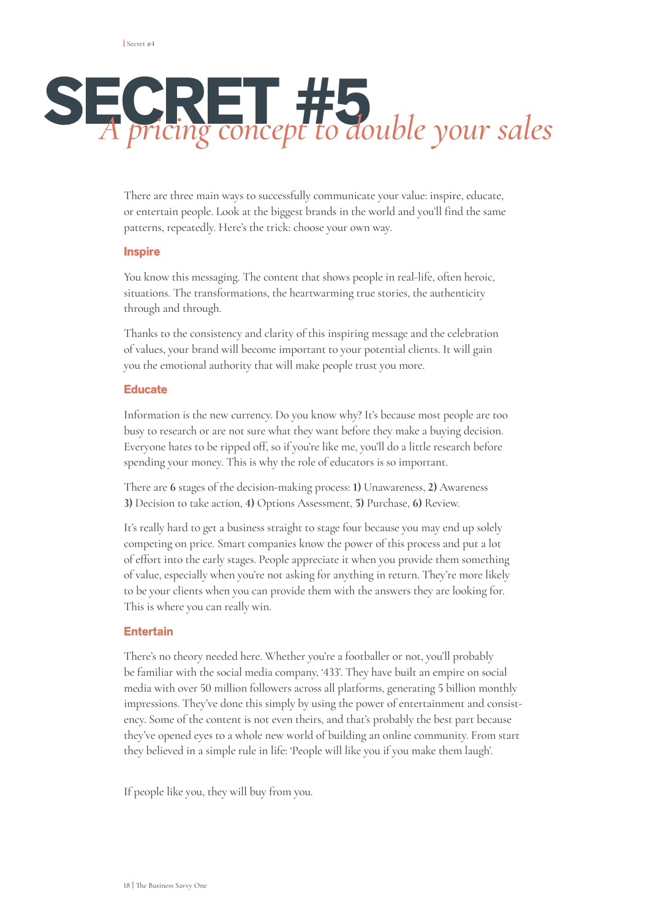# SECRET #5

*A pricing concept to double your sales*

There are three main ways to successfully communicate your value: inspire, educate, or entertain people. Look at the biggest brands in the world and you'll find the same patterns, repeatedly. Here's the trick: choose your own way.

### Inspire

You know this messaging. The content that shows people in real-life, often heroic, situations. The transformations, the heartwarming true stories, the authenticity through and through.

Thanks to the consistency and clarity of this inspiring message and the celebration of values, your brand will become important to your potential clients. It will gain you the emotional authority that will make people trust you more.

### Educate

Information is the new currency. Do you know why? It's because most people are too busy to research or are not sure what they want before they make a buying decision. Everyone hates to be ripped off, so if you're like me, you'll do a little research before spending your money. This is why the role of educators is so important.

There are **6** stages of the decision-making process: **1)** Unawareness, **2)** Awareness **3)** Decision to take action, **4)** Options Assessment, **5)** Purchase, **6)** Review.

It's really hard to get a business straight to stage four because you may end up solely competing on price. Smart companies know the power of this process and put a lot of effort into the early stages. People appreciate it when you provide them something of value, especially when you're not asking for anything in return. They're more likely to be your clients when you can provide them with the answers they are looking for. This is where you can really win.

### Entertain

There's no theory needed here. Whether you're a footballer or not, you'll probably be familiar with the social media company, '433'. They have built an empire on social media with over 50 million followers across all platforms, generating 5 billion monthly impressions. They've done this simply by using the power of entertainment and consistency. Some of the content is not even theirs, and that's probably the best part because they've opened eyes to a whole new world of building an online community. From start they believed in a simple rule in life: 'People will like you if you make them laugh'.

If people like you, they will buy from you.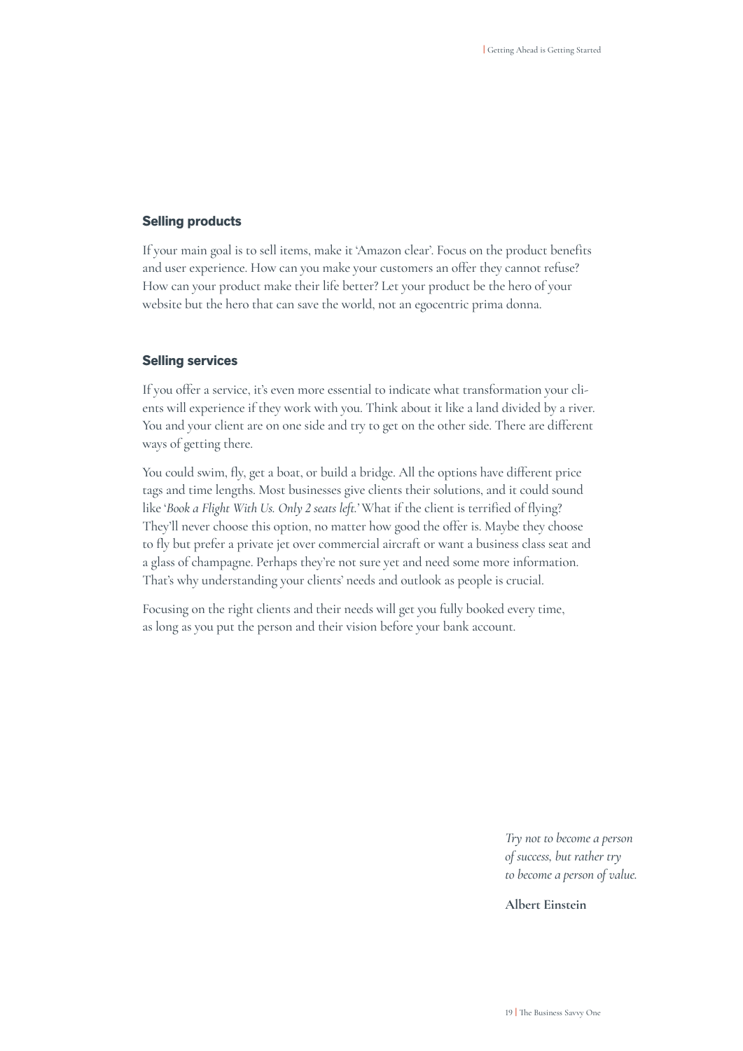### Selling products

If your main goal is to sell items, make it 'Amazon clear'. Focus on the product benefits and user experience. How can you make your customers an offer they cannot refuse? How can your product make their life better? Let your product be the hero of your website but the hero that can save the world, not an egocentric prima donna.

### Selling services

If you offer a service, it's even more essential to indicate what transformation your clients will experience if they work with you. Think about it like a land divided by a river. You and your client are on one side and try to get on the other side. There are different ways of getting there.

You could swim, fly, get a boat, or build a bridge. All the options have different price tags and time lengths. Most businesses give clients their solutions, and it could sound like '*Book a Flight With Us. Only 2 seats left.*' What if the client is terrified of flying? They'll never choose this option, no matter how good the offer is. Maybe they choose to fly but prefer a private jet over commercial aircraft or want a business class seat and a glass of champagne. Perhaps they're not sure yet and need some more information. That's why understanding your clients' needs and outlook as people is crucial.

Focusing on the right clients and their needs will get you fully booked every time, as long as you put the person and their vision before your bank account.

> *Try not to become a person of success, but rather try to become a person of value.*
>
> **Albert Einstein**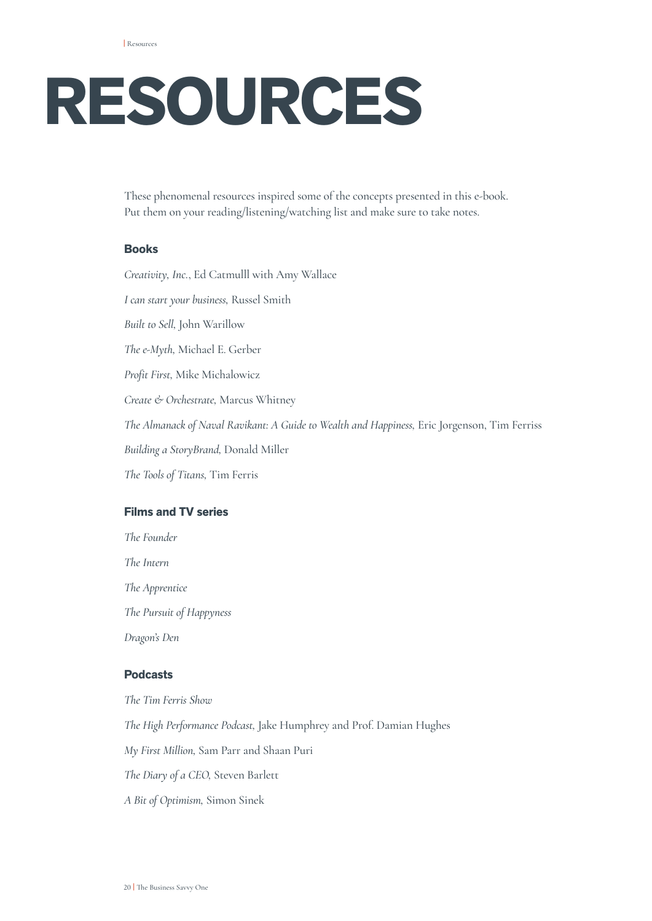# RESOURCES

These phenomenal resources inspired some of the concepts presented in this e-book. Put them on your reading/listening/watching list and make sure to take notes.

## Books

*Creativity, Inc.*, Ed Catmulll with Amy Wallace

*I can start your business,* Russel Smith

*Built to Sell*, John Warillow

*The e-Myth*, Michael E. Gerber

*Profit First*, Mike Michalowicz

*Create & Orchestrate*, Marcus Whitney

*The Almanack of Naval Ravikant: A Guide to Wealth and Happiness,* Eric Jorgenson, Tim Ferriss

*Building a StoryBrand*, Donald Miller

*The Tools of Titans*, Tim Ferris

## Films and TV series

*The Founder*

*The Intern*

*The Apprentice*

*The Pursuit of Happyness*

*Dragon's Den*

## Podcasts

*The Tim Ferris Show*

*The High Performance Podcast*, Jake Humphrey and Prof. Damian Hughes

*My First Million*, Sam Parr and Shaan Puri

*The Diary of a CEO*, Steven Barlett

*A Bit of Optimism*, Simon Sinek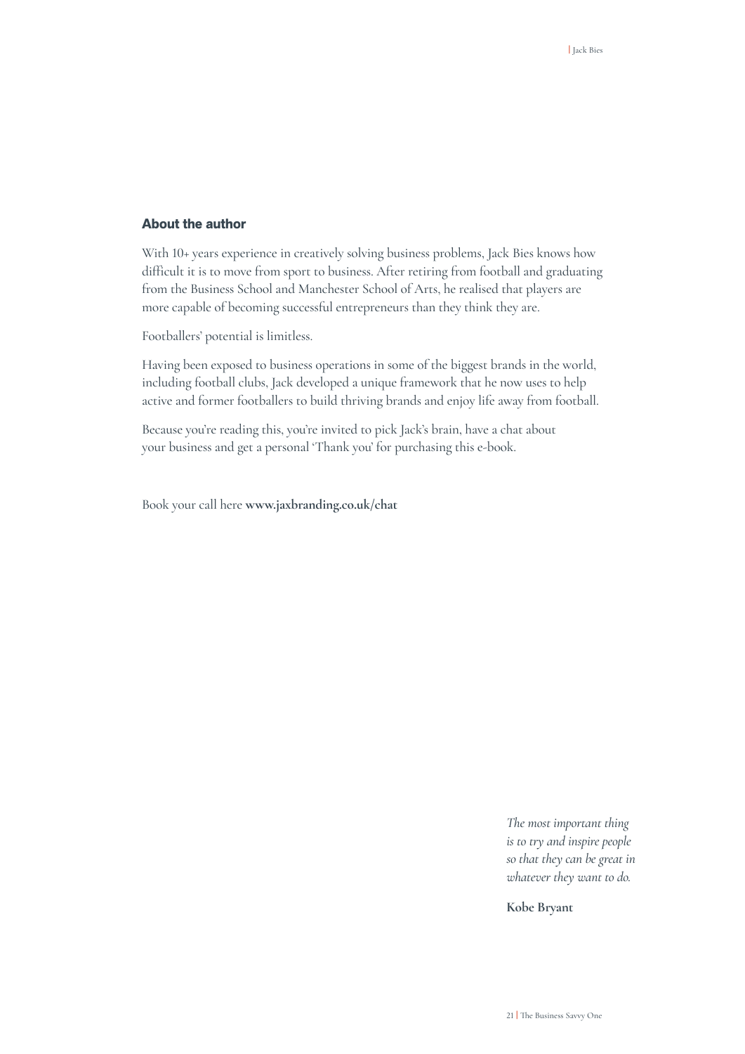## About the author

With 10+ years experience in creatively solving business problems, Jack Bies knows how difficult it is to move from sport to business. After retiring from football and graduating from the Business School and Manchester School of Arts, he realised that players are more capable of becoming successful entrepreneurs than they think they are.

Footballers' potential is limitless.

Having been exposed to business operations in some of the biggest brands in the world, including football clubs, Jack developed a unique framework that he now uses to help active and former footballers to build thriving brands and enjoy life away from football.

Because you're reading this, you're invited to pick Jack's brain, have a chat about your business and get a personal 'Thank you' for purchasing this e-book.

Book your call here **www.jaxbranding.co.uk/chat**

*The most important thing is to try and inspire people so that they can be great in whatever they want to do.*

**Kobe Bryant**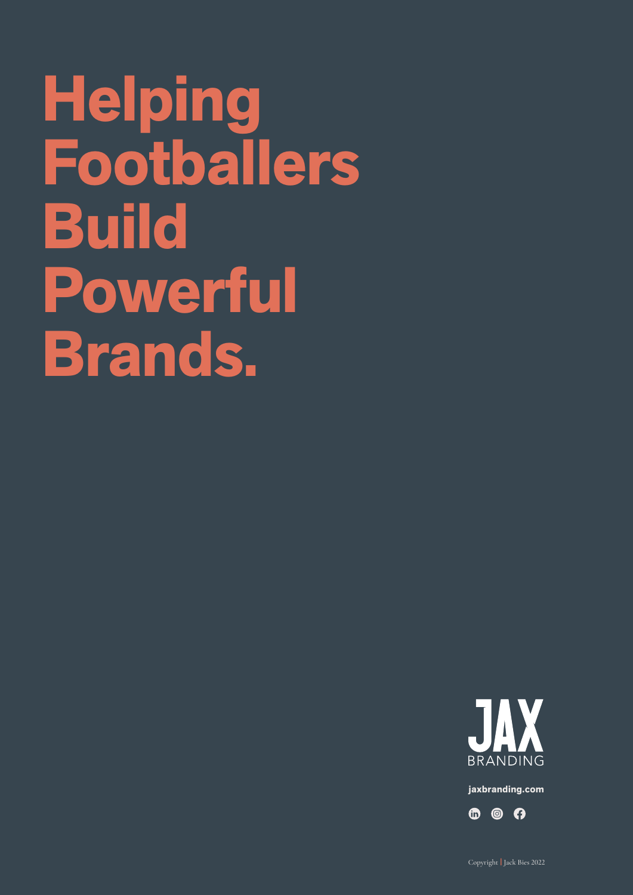# Helping Footballers Build Powerful Brands.

JAX
BRANDING

**jaxbranding.com**

Copyright | Jack Bies 2022